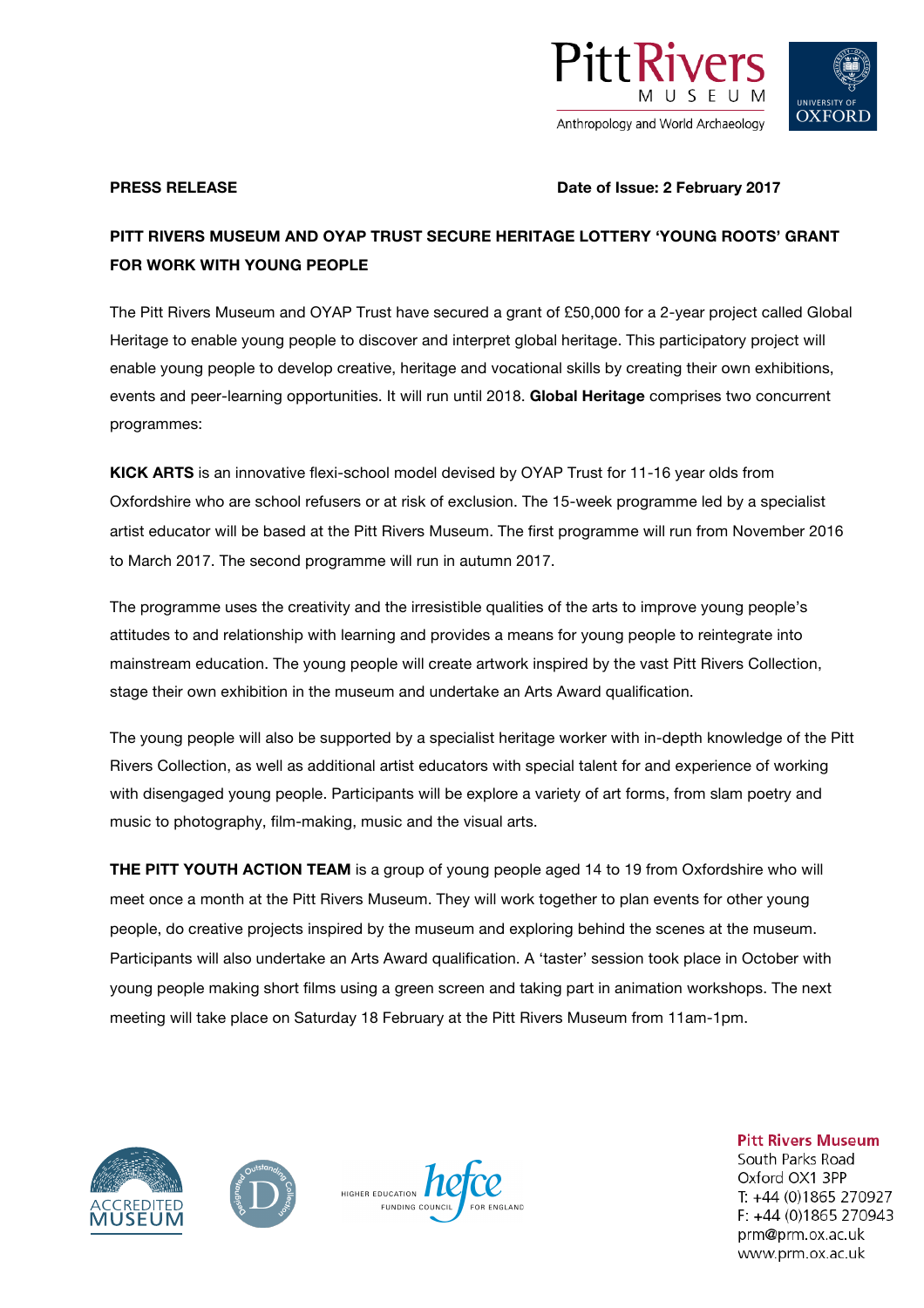**PRESS RELEASE** **Date of Issue: 2 February 2017**

# PITT RIVERS MUSEUM AND OYAP TRUST SECURE HERITAGE LOTTERY 'YOUNG ROOTS' GRANT FOR WORK WITH YOUNG PEOPLE

The Pitt Rivers Museum and OYAP Trust have secured a grant of £50,000 for a 2-year project called Global Heritage to enable young people to discover and interpret global heritage. This participatory project will enable young people to develop creative, heritage and vocational skills by creating their own exhibitions, events and peer-learning opportunities. It will run until 2018. **Global Heritage** comprises two concurrent programmes:

**KICK ARTS** is an innovative flexi-school model devised by OYAP Trust for 11-16 year olds from Oxfordshire who are school refusers or at risk of exclusion. The 15-week programme led by a specialist artist educator will be based at the Pitt Rivers Museum. The first programme will run from November 2016 to March 2017. The second programme will run in autumn 2017.

The programme uses the creativity and the irresistible qualities of the arts to improve young people's attitudes to and relationship with learning and provides a means for young people to reintegrate into mainstream education. The young people will create artwork inspired by the vast Pitt Rivers Collection, stage their own exhibition in the museum and undertake an Arts Award qualification.

The young people will also be supported by a specialist heritage worker with in-depth knowledge of the Pitt Rivers Collection, as well as additional artist educators with special talent for and experience of working with disengaged young people. Participants will be explore a variety of art forms, from slam poetry and music to photography, film-making, music and the visual arts.

**THE PITT YOUTH ACTION TEAM** is a group of young people aged 14 to 19 from Oxfordshire who will meet once a month at the Pitt Rivers Museum. They will work together to plan events for other young people, do creative projects inspired by the museum and exploring behind the scenes at the museum. Participants will also undertake an Arts Award qualification. A 'taster' session took place in October with young people making short films using a green screen and taking part in animation workshops. The next meeting will take place on Saturday 18 February at the Pitt Rivers Museum from 11am-1pm.

**Pitt Rivers Museum**
South Parks Road
Oxford OX1 3PP
T: +44 (0)1865 270927
F: +44 (0)1865 270943
prm@prm.ox.ac.uk
www.prm.ox.ac.uk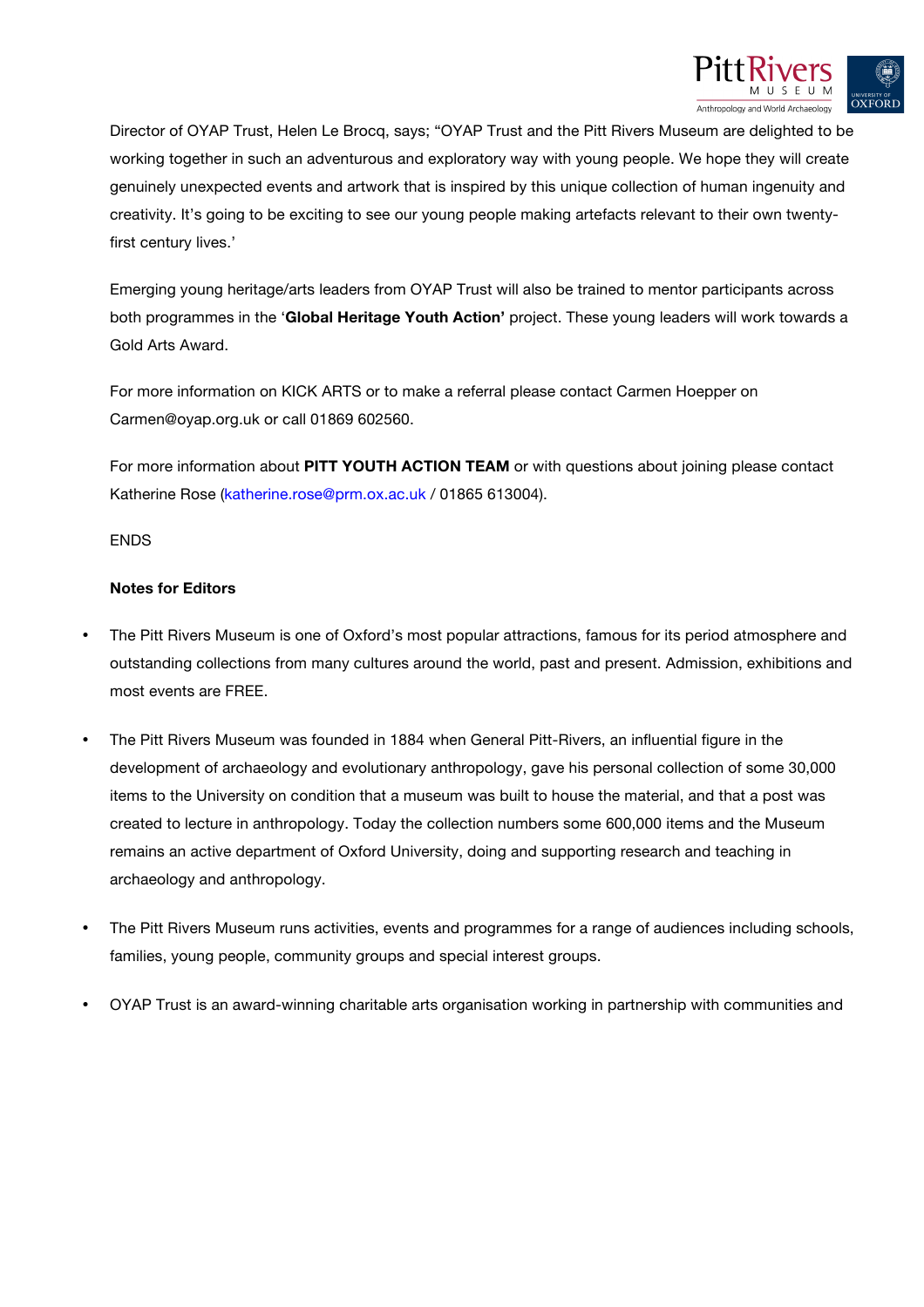Director of OYAP Trust, Helen Le Brocq, says; "OYAP Trust and the Pitt Rivers Museum are delighted to be working together in such an adventurous and exploratory way with young people. We hope they will create genuinely unexpected events and artwork that is inspired by this unique collection of human ingenuity and creativity. It's going to be exciting to see our young people making artefacts relevant to their own twenty-first century lives.'

Emerging young heritage/arts leaders from OYAP Trust will also be trained to mentor participants across both programmes in the '**Global Heritage Youth Action'** project. These young leaders will work towards a Gold Arts Award.

For more information on KICK ARTS or to make a referral please contact Carmen Hoepper on Carmen@oyap.org.uk or call 01869 602560.

For more information about **PITT YOUTH ACTION TEAM** or with questions about joining please contact Katherine Rose (katherine.rose@prm.ox.ac.uk / 01865 613004).

ENDS

**Notes for Editors**

- The Pitt Rivers Museum is one of Oxford's most popular attractions, famous for its period atmosphere and outstanding collections from many cultures around the world, past and present. Admission, exhibitions and most events are FREE.

- The Pitt Rivers Museum was founded in 1884 when General Pitt-Rivers, an influential figure in the development of archaeology and evolutionary anthropology, gave his personal collection of some 30,000 items to the University on condition that a museum was built to house the material, and that a post was created to lecture in anthropology. Today the collection numbers some 600,000 items and the Museum remains an active department of Oxford University, doing and supporting research and teaching in archaeology and anthropology.

- The Pitt Rivers Museum runs activities, events and programmes for a range of audiences including schools, families, young people, community groups and special interest groups.

- OYAP Trust is an award-winning charitable arts organisation working in partnership with communities and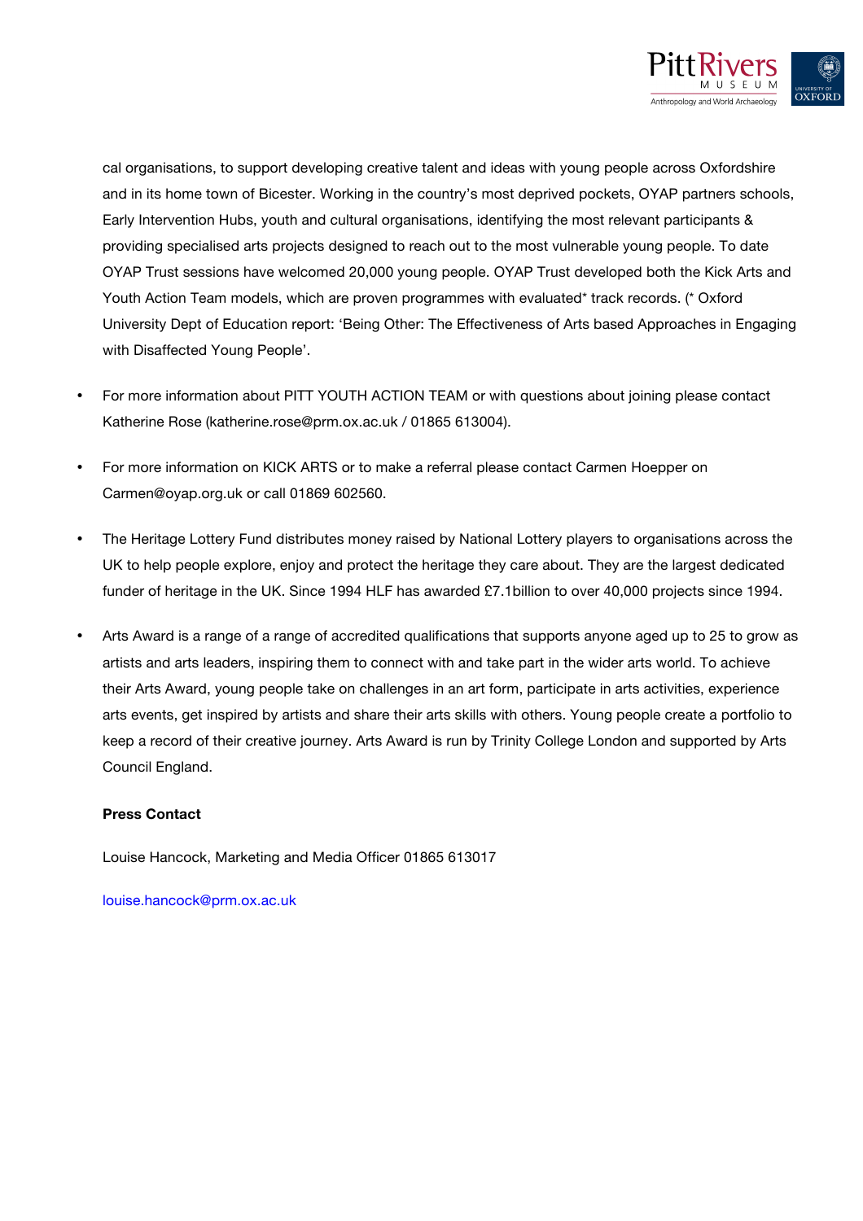cal organisations, to support developing creative talent and ideas with young people across Oxfordshire and in its home town of Bicester. Working in the country's most deprived pockets, OYAP partners schools, Early Intervention Hubs, youth and cultural organisations, identifying the most relevant participants & providing specialised arts projects designed to reach out to the most vulnerable young people. To date OYAP Trust sessions have welcomed 20,000 young people. OYAP Trust developed both the Kick Arts and Youth Action Team models, which are proven programmes with evaluated* track records. (* Oxford University Dept of Education report: 'Being Other: The Effectiveness of Arts based Approaches in Engaging with Disaffected Young People'.

- For more information about PITT YOUTH ACTION TEAM or with questions about joining please contact Katherine Rose (katherine.rose@prm.ox.ac.uk / 01865 613004).
- For more information on KICK ARTS or to make a referral please contact Carmen Hoepper on Carmen@oyap.org.uk or call 01869 602560.
- The Heritage Lottery Fund distributes money raised by National Lottery players to organisations across the UK to help people explore, enjoy and protect the heritage they care about. They are the largest dedicated funder of heritage in the UK. Since 1994 HLF has awarded £7.1billion to over 40,000 projects since 1994.
- Arts Award is a range of a range of accredited qualifications that supports anyone aged up to 25 to grow as artists and arts leaders, inspiring them to connect with and take part in the wider arts world. To achieve their Arts Award, young people take on challenges in an art form, participate in arts activities, experience arts events, get inspired by artists and share their arts skills with others. Young people create a portfolio to keep a record of their creative journey. Arts Award is run by Trinity College London and supported by Arts Council England.

**Press Contact**

Louise Hancock, Marketing and Media Officer 01865 613017

louise.hancock@prm.ox.ac.uk